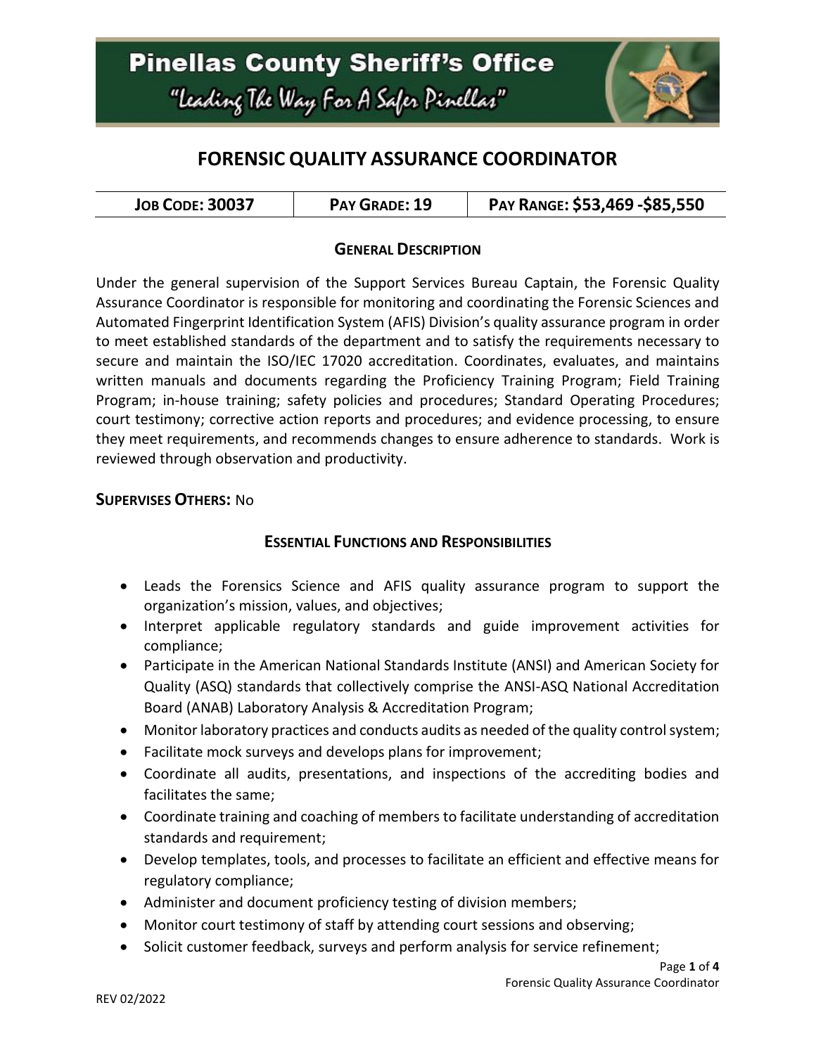# Pinellas County Sheriff's Office

*"Leading The Way For A Safer Pinellas"*

## FORENSIC QUALITY ASSURANCE COORDINATOR

| JOB CODE: 30037 | PAY GRADE: 19 | PAY RANGE: $53,469 -$85,550 |
|---|---|---|

### GENERAL DESCRIPTION

Under the general supervision of the Support Services Bureau Captain, the Forensic Quality Assurance Coordinator is responsible for monitoring and coordinating the Forensic Sciences and Automated Fingerprint Identification System (AFIS) Division's quality assurance program in order to meet established standards of the department and to satisfy the requirements necessary to secure and maintain the ISO/IEC 17020 accreditation. Coordinates, evaluates, and maintains written manuals and documents regarding the Proficiency Training Program; Field Training Program; in-house training; safety policies and procedures; Standard Operating Procedures; court testimony; corrective action reports and procedures; and evidence processing, to ensure they meet requirements, and recommends changes to ensure adherence to standards. Work is reviewed through observation and productivity.

**SUPERVISES OTHERS:** No

### ESSENTIAL FUNCTIONS AND RESPONSIBILITIES

- Leads the Forensics Science and AFIS quality assurance program to support the organization's mission, values, and objectives;
- Interpret applicable regulatory standards and guide improvement activities for compliance;
- Participate in the American National Standards Institute (ANSI) and American Society for Quality (ASQ) standards that collectively comprise the ANSI-ASQ National Accreditation Board (ANAB) Laboratory Analysis & Accreditation Program;
- Monitor laboratory practices and conducts audits as needed of the quality control system;
- Facilitate mock surveys and develops plans for improvement;
- Coordinate all audits, presentations, and inspections of the accrediting bodies and facilitates the same;
- Coordinate training and coaching of members to facilitate understanding of accreditation standards and requirement;
- Develop templates, tools, and processes to facilitate an efficient and effective means for regulatory compliance;
- Administer and document proficiency testing of division members;
- Monitor court testimony of staff by attending court sessions and observing;
- Solicit customer feedback, surveys and perform analysis for service refinement;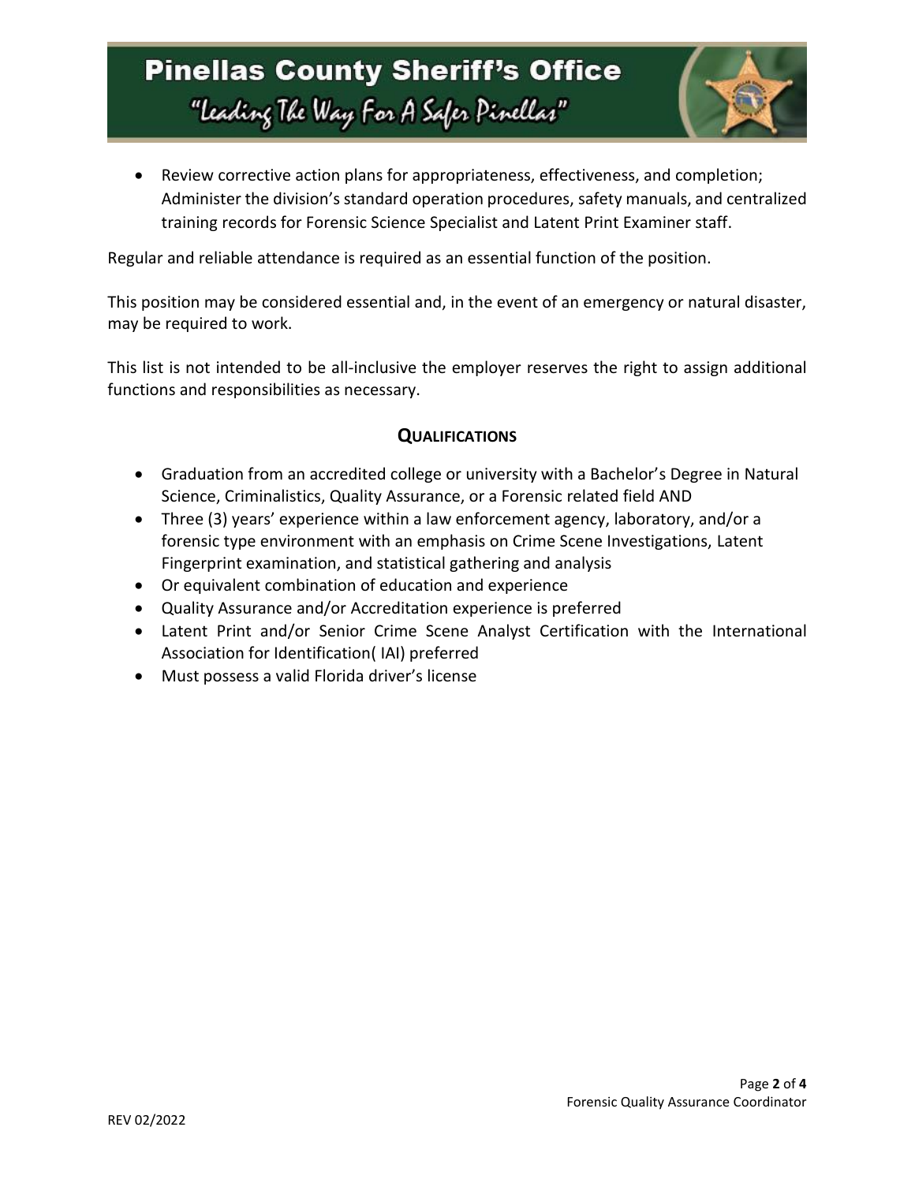- Review corrective action plans for appropriateness, effectiveness, and completion; Administer the division's standard operation procedures, safety manuals, and centralized training records for Forensic Science Specialist and Latent Print Examiner staff.

Regular and reliable attendance is required as an essential function of the position.

This position may be considered essential and, in the event of an emergency or natural disaster, may be required to work.

This list is not intended to be all-inclusive the employer reserves the right to assign additional functions and responsibilities as necessary.

## QUALIFICATIONS

- Graduation from an accredited college or university with a Bachelor's Degree in Natural Science, Criminalistics, Quality Assurance, or a Forensic related field AND
- Three (3) years' experience within a law enforcement agency, laboratory, and/or a forensic type environment with an emphasis on Crime Scene Investigations, Latent Fingerprint examination, and statistical gathering and analysis
- Or equivalent combination of education and experience
- Quality Assurance and/or Accreditation experience is preferred
- Latent Print and/or Senior Crime Scene Analyst Certification with the International Association for Identification( IAI) preferred
- Must possess a valid Florida driver's license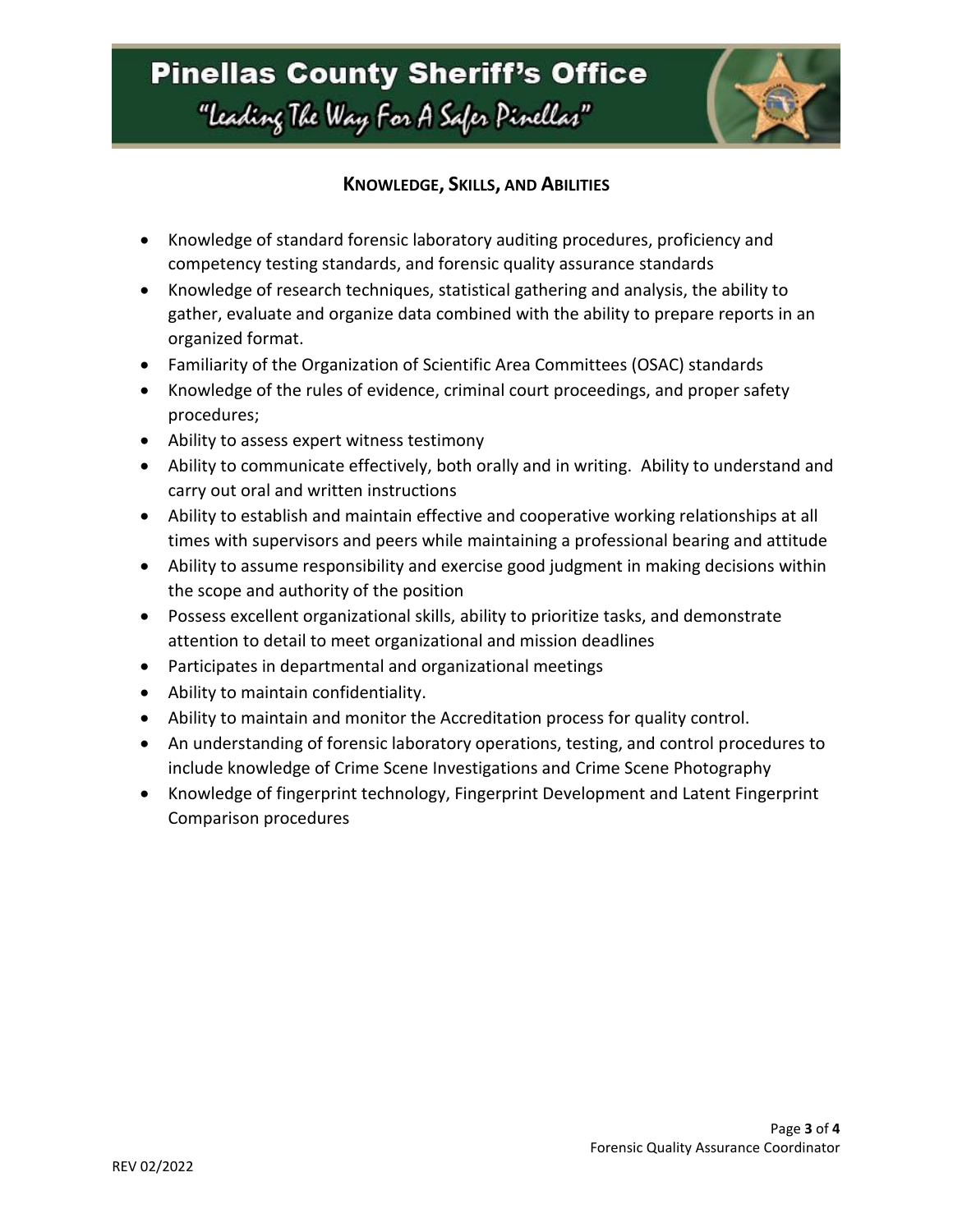## Knowledge, Skills, and Abilities

- Knowledge of standard forensic laboratory auditing procedures, proficiency and competency testing standards, and forensic quality assurance standards
- Knowledge of research techniques, statistical gathering and analysis, the ability to gather, evaluate and organize data combined with the ability to prepare reports in an organized format.
- Familiarity of the Organization of Scientific Area Committees (OSAC) standards
- Knowledge of the rules of evidence, criminal court proceedings, and proper safety procedures;
- Ability to assess expert witness testimony
- Ability to communicate effectively, both orally and in writing. Ability to understand and carry out oral and written instructions
- Ability to establish and maintain effective and cooperative working relationships at all times with supervisors and peers while maintaining a professional bearing and attitude
- Ability to assume responsibility and exercise good judgment in making decisions within the scope and authority of the position
- Possess excellent organizational skills, ability to prioritize tasks, and demonstrate attention to detail to meet organizational and mission deadlines
- Participates in departmental and organizational meetings
- Ability to maintain confidentiality.
- Ability to maintain and monitor the Accreditation process for quality control.
- An understanding of forensic laboratory operations, testing, and control procedures to include knowledge of Crime Scene Investigations and Crime Scene Photography
- Knowledge of fingerprint technology, Fingerprint Development and Latent Fingerprint Comparison procedures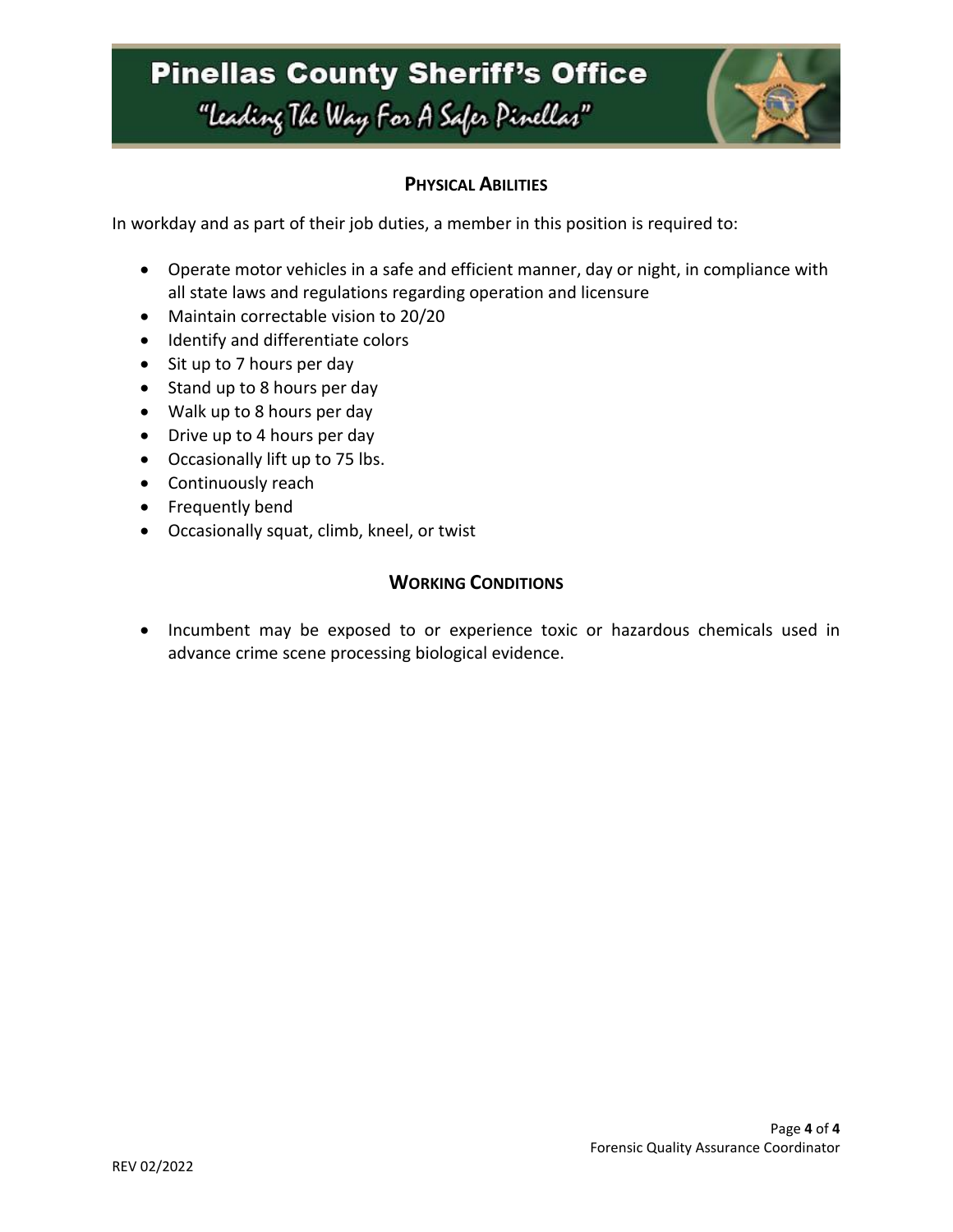## Physical Abilities

In workday and as part of their job duties, a member in this position is required to:

- Operate motor vehicles in a safe and efficient manner, day or night, in compliance with all state laws and regulations regarding operation and licensure
- Maintain correctable vision to 20/20
- Identify and differentiate colors
- Sit up to 7 hours per day
- Stand up to 8 hours per day
- Walk up to 8 hours per day
- Drive up to 4 hours per day
- Occasionally lift up to 75 lbs.
- Continuously reach
- Frequently bend
- Occasionally squat, climb, kneel, or twist

## Working Conditions

- Incumbent may be exposed to or experience toxic or hazardous chemicals used in advance crime scene processing biological evidence.